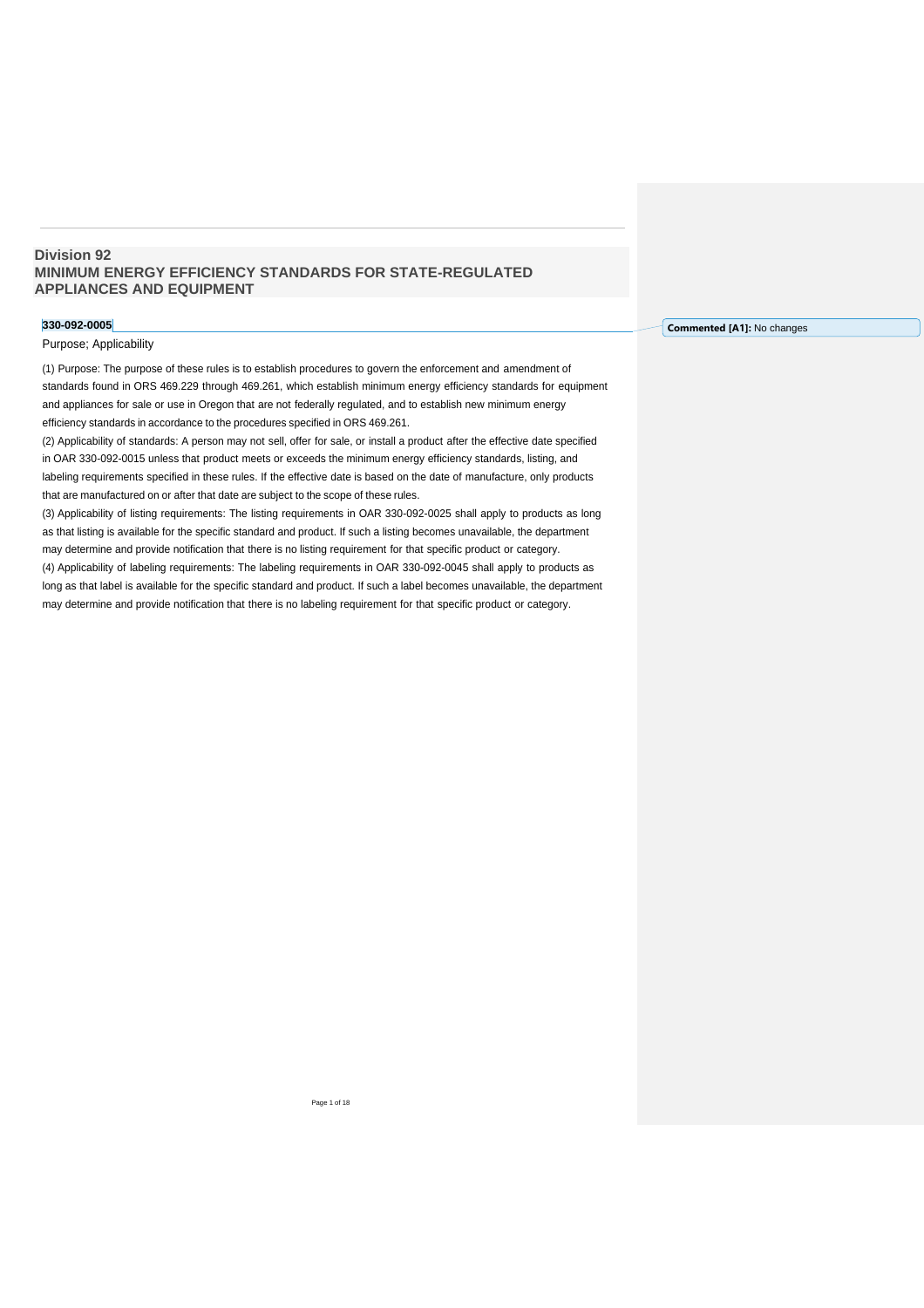# Division 92
# MINIMUM ENERGY EFFICIENCY STANDARDS FOR STATE-REGULATED APPLIANCES AND EQUIPMENT

**330-092-0005**

Commented [A1]: No changes

Purpose; Applicability

(1) Purpose: The purpose of these rules is to establish procedures to govern the enforcement and amendment of standards found in ORS 469.229 through 469.261, which establish minimum energy efficiency standards for equipment and appliances for sale or use in Oregon that are not federally regulated, and to establish new minimum energy efficiency standards in accordance to the procedures specified in ORS 469.261.

(2) Applicability of standards: A person may not sell, offer for sale, or install a product after the effective date specified in OAR 330-092-0015 unless that product meets or exceeds the minimum energy efficiency standards, listing, and labeling requirements specified in these rules. If the effective date is based on the date of manufacture, only products that are manufactured on or after that date are subject to the scope of these rules.

(3) Applicability of listing requirements: The listing requirements in OAR 330-092-0025 shall apply to products as long as that listing is available for the specific standard and product. If such a listing becomes unavailable, the department may determine and provide notification that there is no listing requirement for that specific product or category.

(4) Applicability of labeling requirements: The labeling requirements in OAR 330-092-0045 shall apply to products as long as that label is available for the specific standard and product. If such a label becomes unavailable, the department may determine and provide notification that there is no labeling requirement for that specific product or category.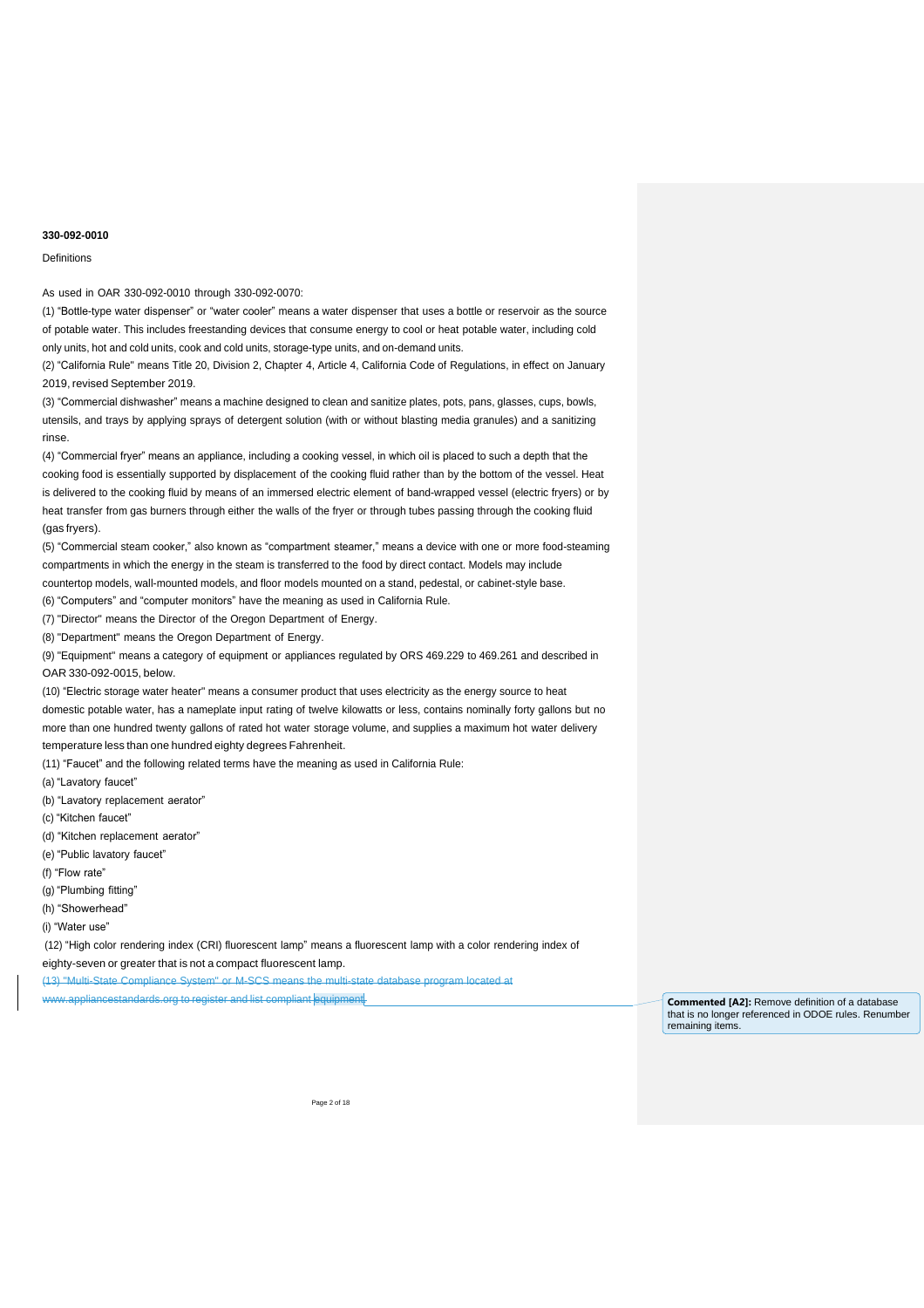**330-092-0010**

Definitions

As used in OAR 330-092-0010 through 330-092-0070:

(1) “Bottle-type water dispenser” or “water cooler” means a water dispenser that uses a bottle or reservoir as the source of potable water. This includes freestanding devices that consume energy to cool or heat potable water, including cold only units, hot and cold units, cook and cold units, storage-type units, and on-demand units.

(2) “California Rule” means Title 20, Division 2, Chapter 4, Article 4, California Code of Regulations, in effect on January 2019, revised September 2019.

(3) “Commercial dishwasher” means a machine designed to clean and sanitize plates, pots, pans, glasses, cups, bowls, utensils, and trays by applying sprays of detergent solution (with or without blasting media granules) and a sanitizing rinse.

(4) “Commercial fryer” means an appliance, including a cooking vessel, in which oil is placed to such a depth that the cooking food is essentially supported by displacement of the cooking fluid rather than by the bottom of the vessel. Heat is delivered to the cooking fluid by means of an immersed electric element of band-wrapped vessel (electric fryers) or by heat transfer from gas burners through either the walls of the fryer or through tubes passing through the cooking fluid (gas fryers).

(5) “Commercial steam cooker,” also known as “compartment steamer,” means a device with one or more food-steaming compartments in which the energy in the steam is transferred to the food by direct contact. Models may include countertop models, wall-mounted models, and floor models mounted on a stand, pedestal, or cabinet-style base.

(6) “Computers” and “computer monitors” have the meaning as used in California Rule.

(7) "Director" means the Director of the Oregon Department of Energy.

(8) "Department" means the Oregon Department of Energy.

(9) "Equipment" means a category of equipment or appliances regulated by ORS 469.229 to 469.261 and described in OAR 330-092-0015, below.

(10) “Electric storage water heater” means a consumer product that uses electricity as the energy source to heat domestic potable water, has a nameplate input rating of twelve kilowatts or less, contains nominally forty gallons but no more than one hundred twenty gallons of rated hot water storage volume, and supplies a maximum hot water delivery temperature less than one hundred eighty degrees Fahrenheit.

(11) “Faucet” and the following related terms have the meaning as used in California Rule:

(a) “Lavatory faucet”

(b) “Lavatory replacement aerator”

(c) “Kitchen faucet”

(d) “Kitchen replacement aerator”

(e) “Public lavatory faucet”

(f) “Flow rate”

(g) “Plumbing fitting”

(h) “Showerhead”

(i) “Water use”

(12) “High color rendering index (CRI) fluorescent lamp” means a fluorescent lamp with a color rendering index of eighty-seven or greater that is not a compact fluorescent lamp.

~~(13) "Multi-State Compliance System" or M-SCS means the multi-state database program located at www.appliancestandards.org to register and list compliant equipment.~~

**Commented [A2]:** Remove definition of a database that is no longer referenced in ODOE rules. Renumber remaining items.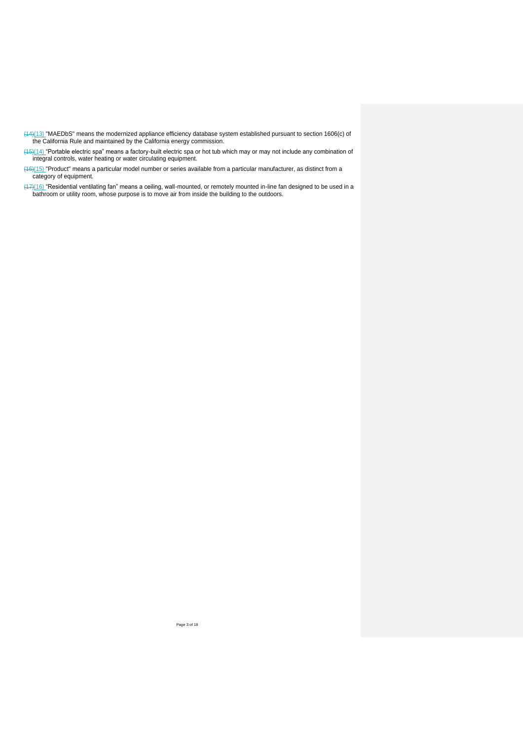~~(14)~~(13) "MAEDbS" means the modernized appliance efficiency database system established pursuant to section 1606(c) of the California Rule and maintained by the California energy commission.

~~(15)~~(14) "Portable electric spa" means a factory-built electric spa or hot tub which may or may not include any combination of integral controls, water heating or water circulating equipment.

~~(16)~~(15) "Product" means a particular model number or series available from a particular manufacturer, as distinct from a category of equipment.

~~(17)~~(16) "Residential ventilating fan" means a ceiling, wall-mounted, or remotely mounted in-line fan designed to be used in a bathroom or utility room, whose purpose is to move air from inside the building to the outdoors.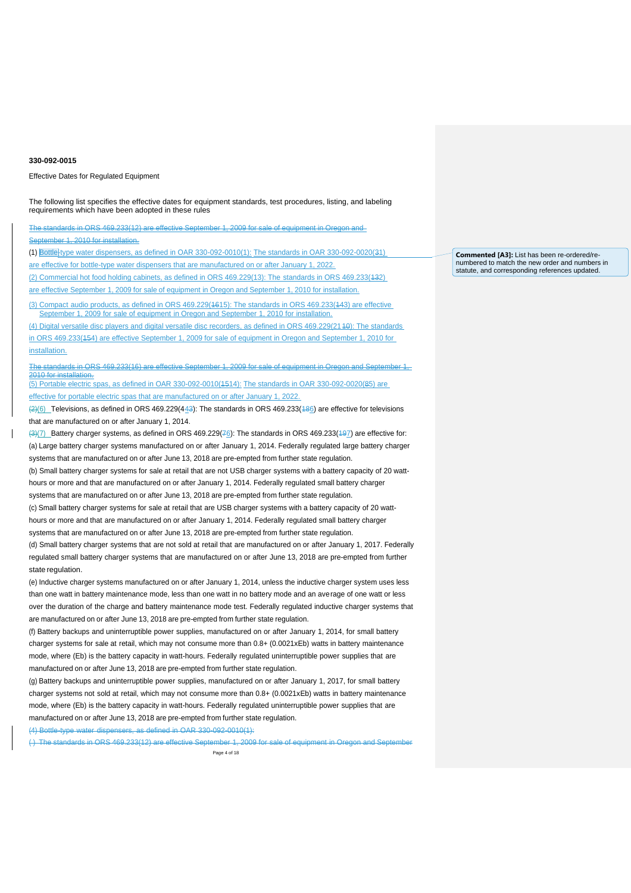**330-092-0015**

Effective Dates for Regulated Equipment

The following list specifies the effective dates for equipment standards, test procedures, listing, and labeling requirements which have been adopted in these rules

~~The standards in ORS 469.233(12) are effective September 1, 2009 for sale of equipment in Oregon and September 1, 2010 for installation.~~

(1) Bottle-type water dispensers, as defined in OAR 330-092-0010(1): The standards in OAR 330-092-0020(31) are effective for bottle-type water dispensers that are manufactured on or after January 1, 2022.

(2) Commercial hot food holding cabinets, as defined in ORS 469.229(13): The standards in ORS 469.233(132) are effective September 1, 2009 for sale of equipment in Oregon and September 1, 2010 for installation.

(3) Compact audio products, as defined in ORS 469.229(1615): The standards in ORS 469.233(143) are effective September 1, 2009 for sale of equipment in Oregon and September 1, 2010 for installation.

(4) Digital versatile disc players and digital versatile disc recorders, as defined in ORS 469.229(2110): The standards in ORS 469.233(154) are effective September 1, 2009 for sale of equipment in Oregon and September 1, 2010 for installation.

~~The standards in ORS 469.233(16) are effective September 1, 2009 for sale of equipment in Oregon and September 1, 2010 for installation.~~

(5) Portable electric spas, as defined in OAR 330-092-0010(1514): The standards in OAR 330-092-0020(85) are effective for portable electric spas that are manufactured on or after January 1, 2022.

~~(2)~~(6) Televisions, as defined in ORS 469.229(443): The standards in ORS 469.233(186) are effective for televisions that are manufactured on or after January 1, 2014.

~~(3)~~(7) Battery charger systems, as defined in ORS 469.229(76): The standards in ORS 469.233(197) are effective for:

(a) Large battery charger systems manufactured on or after January 1, 2014. Federally regulated large battery charger systems that are manufactured on or after June 13, 2018 are pre-empted from further state regulation.

(b) Small battery charger systems for sale at retail that are not USB charger systems with a battery capacity of 20 watt-hours or more and that are manufactured on or after January 1, 2014. Federally regulated small battery charger systems that are manufactured on or after June 13, 2018 are pre-empted from further state regulation.

(c) Small battery charger systems for sale at retail that are USB charger systems with a battery capacity of 20 watt-hours or more and that are manufactured on or after January 1, 2014. Federally regulated small battery charger systems that are manufactured on or after June 13, 2018 are pre-empted from further state regulation.

(d) Small battery charger systems that are not sold at retail that are manufactured on or after January 1, 2017. Federally regulated small battery charger systems that are manufactured on or after June 13, 2018 are pre-empted from further state regulation.

(e) Inductive charger systems manufactured on or after January 1, 2014, unless the inductive charger system uses less than one watt in battery maintenance mode, less than one watt in no battery mode and an average of one watt or less over the duration of the charge and battery maintenance mode test. Federally regulated inductive charger systems that are manufactured on or after June 13, 2018 are pre-empted from further state regulation.

(f) Battery backups and uninterruptible power supplies, manufactured on or after January 1, 2014, for small battery charger systems for sale at retail, which may not consume more than 0.8+ (0.0021xEb) watts in battery maintenance mode, where (Eb) is the battery capacity in watt-hours. Federally regulated uninterruptible power supplies that are manufactured on or after June 13, 2018 are pre-empted from further state regulation.

(g) Battery backups and uninterruptible power supplies, manufactured on or after January 1, 2017, for small battery charger systems not sold at retail, which may not consume more than 0.8+ (0.0021xEb) watts in battery maintenance mode, where (Eb) is the battery capacity in watt-hours. Federally regulated uninterruptible power supplies that are manufactured on or after June 13, 2018 are pre-empted from further state regulation.

~~(4) Bottle-type water dispensers, as defined in OAR 330-092-0010(1):~~

~~( ) The standards in ORS 469.233(12) are effective September 1, 2009 for sale of equipment in Oregon and September~~

**Commented [A3]:** List has been re-ordered/re-numbered to match the new order and numbers in statute, and corresponding references updated.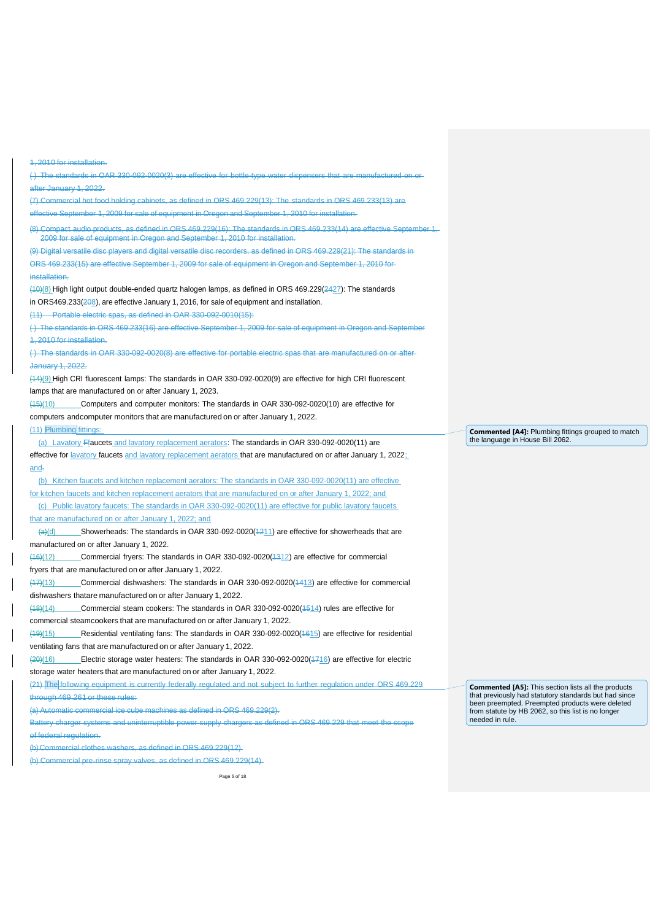1, 2010 for installation.

() The standards in OAR 330-092-0020(3) are effective for bottle-type water dispensers that are manufactured on or after January 1, 2022.

(7) Commercial hot food holding cabinets, as defined in ORS 469.229(13): The standards in ORS 469.233(13) are effective September 1, 2009 for sale of equipment in Oregon and September 1, 2010 for installation.

(8) Compact audio products, as defined in ORS 469.229(16): The standards in ORS 469.233(14) are effective September 1, 2009 for sale of equipment in Oregon and September 1, 2010 for installation.

(9) Digital versatile disc players and digital versatile disc recorders, as defined in ORS 469.229(21): The standards in ORS 469.233(15) are effective September 1, 2009 for sale of equipment in Oregon and September 1, 2010 for installation.

(10)(8) High light output double-ended quartz halogen lamps, as defined in ORS 469.229(2427): The standards in ORS469.233(208), are effective January 1, 2016, for sale of equipment and installation.

(11) Portable electric spas, as defined in OAR 330-092-0010(15):

() The standards in ORS 469.233(16) are effective September 1, 2009 for sale of equipment in Oregon and September 1, 2010 for installation.

() The standards in OAR 330-092-0020(8) are effective for portable electric spas that are manufactured on or after January 1, 2022.

(14)(9) High CRI fluorescent lamps: The standards in OAR 330-092-0020(9) are effective for high CRI fluorescent lamps that are manufactured on or after January 1, 2023.

(15)(10) Computers and computer monitors: The standards in OAR 330-092-0020(10) are effective for computers andcomputer monitors that are manufactured on or after January 1, 2022.

(11) Plumbing fittings:

(a) Lavatory Ffaucets and lavatory replacement aerators: The standards in OAR 330-092-0020(11) are effective for lavatory faucets and lavatory replacement aerators that are manufactured on or after January 1, 2022; and.

(b) Kitchen faucets and kitchen replacement aerators: The standards in OAR 330-092-0020(11) are effective for kitchen faucets and kitchen replacement aerators that are manufactured on or after January 1, 2022; and

(c) Public lavatory faucets: The standards in OAR 330-092-0020(11) are effective for public lavatory faucets that are manufactured on or after January 1, 2022; and

(a)(d) Showerheads: The standards in OAR 330-092-0020(1211) are effective for showerheads that are manufactured on or after January 1, 2022.

(16)(12) Commercial fryers: The standards in OAR 330-092-0020(1312) are effective for commercial fryers that are manufactured on or after January 1, 2022.

(17)(13) Commercial dishwashers: The standards in OAR 330-092-0020(1413) are effective for commercial dishwashers thatare manufactured on or after January 1, 2022.

(18)(14) Commercial steam cookers: The standards in OAR 330-092-0020(1514) rules are effective for commercial steamcookers that are manufactured on or after January 1, 2022.

(19)(15) Residential ventilating fans: The standards in OAR 330-092-0020(1615) are effective for residential ventilating fans that are manufactured on or after January 1, 2022.

(20)(16) Electric storage water heaters: The standards in OAR 330-092-0020(1716) are effective for electric storage water heaters that are manufactured on or after January 1, 2022.

(21) The following equipment is currently federally regulated and not subject to further regulation under ORS 469.229 through 469.261 or these rules:

(a) Automatic commercial ice cube machines as defined in ORS 469.229(2).

Battery charger systems and uninterruptible power supply chargers as defined in ORS 469.229 that meet the scope of federal regulation.

(b) Commercial clothes washers, as defined in ORS 469.229(12).

(b) Commercial pre-rinse spray valves, as defined in ORS 469.229(14).

**Commented [A4]:** Plumbing fittings grouped to match the language in House Bill 2062.

**Commented [A5]:** This section lists all the products that previously had statutory standards but had since been preempted. Preempted products were deleted from statute by HB 2062, so this list is no longer needed in rule.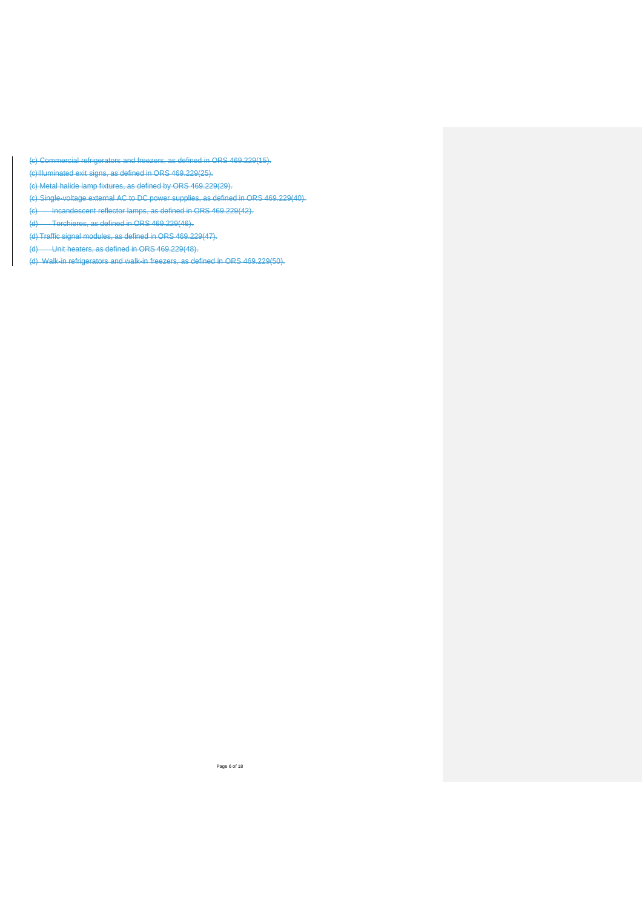~~(c) Commercial refrigerators and freezers, as defined in ORS 469.229(15).~~

~~(c)Illuminated exit signs, as defined in ORS 469.229(25).~~

~~(c) Metal halide lamp fixtures, as defined by ORS 469.229(29).~~

~~(c) Single-voltage external AC to DC power supplies, as defined in ORS 469.229(40).~~

~~(c) Incandescent reflector lamps, as defined in ORS 469.229(42).~~

~~(d) Torchieres, as defined in ORS 469.229(46).~~

~~(d) Traffic signal modules, as defined in ORS 469.229(47).~~

~~(d) Unit heaters, as defined in ORS 469.229(48).~~

~~(d) Walk-in refrigerators and walk-in freezers, as defined in ORS 469.229(50).~~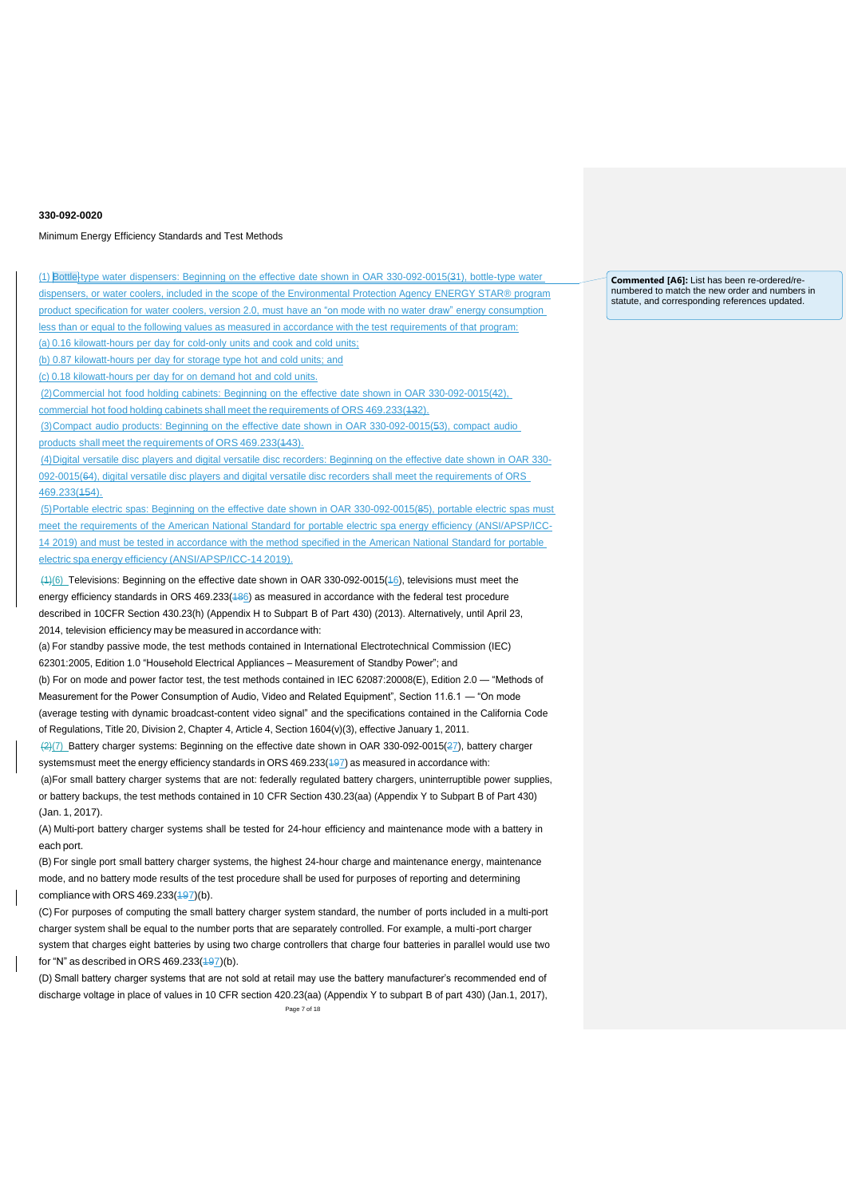**330-092-0020**

Minimum Energy Efficiency Standards and Test Methods

(1) Bottle-type water dispensers: Beginning on the effective date shown in OAR 330-092-0015(31), bottle-type water dispensers, or water coolers, included in the scope of the Environmental Protection Agency ENERGY STAR® program product specification for water coolers, version 2.0, must have an "on mode with no water draw" energy consumption less than or equal to the following values as measured in accordance with the test requirements of that program:

(a) 0.16 kilowatt-hours per day for cold-only units and cook and cold units;

(b) 0.87 kilowatt-hours per day for storage type hot and cold units; and

(c) 0.18 kilowatt-hours per day for on demand hot and cold units.

(2) Commercial hot food holding cabinets: Beginning on the effective date shown in OAR 330-092-0015(42), commercial hot food holding cabinets shall meet the requirements of ORS 469.233(132).

(3) Compact audio products: Beginning on the effective date shown in OAR 330-092-0015(53), compact audio products shall meet the requirements of ORS 469.233(143).

(4) Digital versatile disc players and digital versatile disc recorders: Beginning on the effective date shown in OAR 330-092-0015(64), digital versatile disc players and digital versatile disc recorders shall meet the requirements of ORS 469.233(154).

(5) Portable electric spas: Beginning on the effective date shown in OAR 330-092-0015(85), portable electric spas must meet the requirements of the American National Standard for portable electric spa energy efficiency (ANSI/APSP/ICC-14 2019) and must be tested in accordance with the method specified in the American National Standard for portable electric spa energy efficiency (ANSI/APSP/ICC-14 2019).

(1)(6) Televisions: Beginning on the effective date shown in OAR 330-092-0015(16), televisions must meet the energy efficiency standards in ORS 469.233(186) as measured in accordance with the federal test procedure described in 10CFR Section 430.23(h) (Appendix H to Subpart B of Part 430) (2013). Alternatively, until April 23, 2014, television efficiency may be measured in accordance with:

(a) For standby passive mode, the test methods contained in International Electrotechnical Commission (IEC) 62301:2005, Edition 1.0 "Household Electrical Appliances – Measurement of Standby Power"; and

(b) For on mode and power factor test, the test methods contained in IEC 62087:20008(E), Edition 2.0 — "Methods of Measurement for the Power Consumption of Audio, Video and Related Equipment", Section 11.6.1 — "On mode (average testing with dynamic broadcast-content video signal" and the specifications contained in the California Code of Regulations, Title 20, Division 2, Chapter 4, Article 4, Section 1604(v)(3), effective January 1, 2011.

(2)(7) Battery charger systems: Beginning on the effective date shown in OAR 330-092-0015(27), battery charger systems must meet the energy efficiency standards in ORS 469.233(197) as measured in accordance with:

(a) For small battery charger systems that are not: federally regulated battery chargers, uninterruptible power supplies, or battery backups, the test methods contained in 10 CFR Section 430.23(aa) (Appendix Y to Subpart B of Part 430) (Jan. 1, 2017).

(A) Multi-port battery charger systems shall be tested for 24-hour efficiency and maintenance mode with a battery in each port.

(B) For single port small battery charger systems, the highest 24-hour charge and maintenance energy, maintenance mode, and no battery mode results of the test procedure shall be used for purposes of reporting and determining compliance with ORS 469.233(197)(b).

(C) For purposes of computing the small battery charger system standard, the number of ports included in a multi-port charger system shall be equal to the number ports that are separately controlled. For example, a multi-port charger system that charges eight batteries by using two charge controllers that charge four batteries in parallel would use two for "N" as described in ORS 469.233(197)(b).

(D) Small battery charger systems that are not sold at retail may use the battery manufacturer's recommended end of discharge voltage in place of values in 10 CFR section 420.23(aa) (Appendix Y to subpart B of part 430) (Jan.1, 2017),

**Commented [A6]:** List has been re-ordered/re-numbered to match the new order and numbers in statute, and corresponding references updated.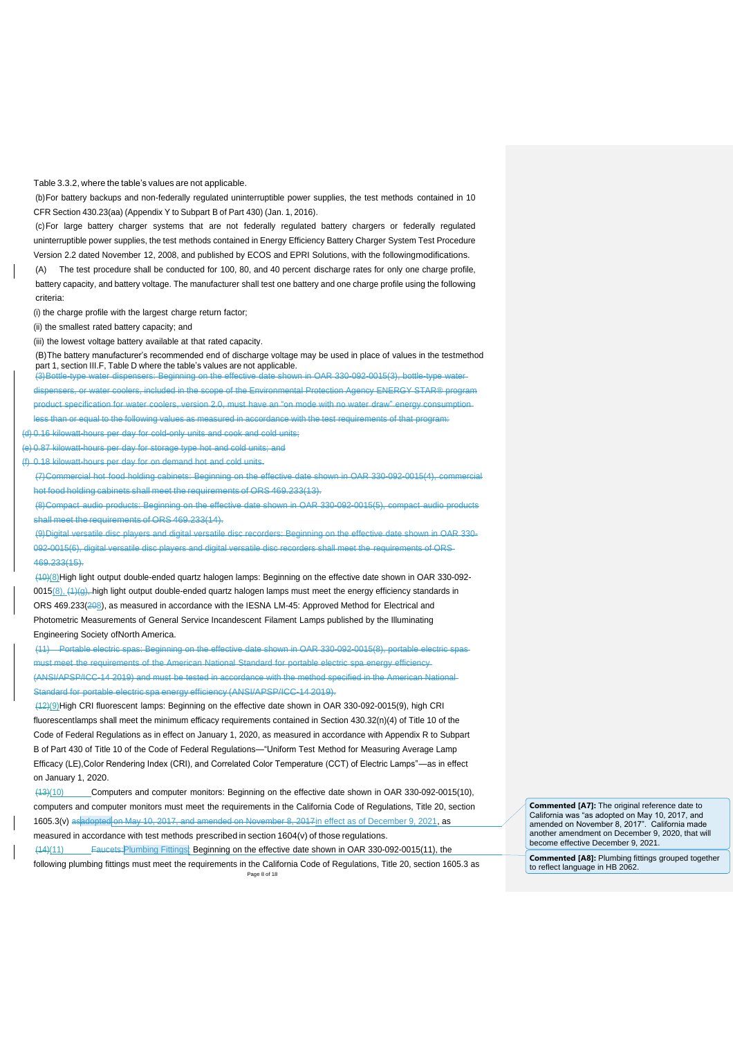Table 3.3.2, where the table's values are not applicable.

(b) For battery backups and non-federally regulated uninterruptible power supplies, the test methods contained in 10 CFR Section 430.23(aa) (Appendix Y to Subpart B of Part 430) (Jan. 1, 2016).

(c) For large battery charger systems that are not federally regulated battery chargers or federally regulated uninterruptible power supplies, the test methods contained in Energy Efficiency Battery Charger System Test Procedure Version 2.2 dated November 12, 2008, and published by ECOS and EPRI Solutions, with the following modifications.

(A) The test procedure shall be conducted for 100, 80, and 40 percent discharge rates for only one charge profile, battery capacity, and battery voltage. The manufacturer shall test one battery and one charge profile using the following criteria:

(i) the charge profile with the largest charge return factor;

(ii) the smallest rated battery capacity; and

(iii) the lowest voltage battery available at that rated capacity.

(B) The battery manufacturer's recommended end of discharge voltage may be used in place of values in the test method part 1, section III.F, Table D where the table's values are not applicable.

~~(3) Bottle-type water dispensers: Beginning on the effective date shown in OAR 330-092-0015(3), bottle-type water dispensers, or water coolers, included in the scope of the Environmental Protection Agency ENERGY STAR® program product specification for water coolers, version 2.0, must have an "on mode with no water draw" energy consumption less than or equal to the following values as measured in accordance with the test requirements of that program:~~

~~(d) 0.16 kilowatt-hours per day for cold-only units and cook and cold units;~~

~~(e) 0.87 kilowatt-hours per day for storage type hot and cold units; and~~

~~(f) 0.18 kilowatt-hours per day for on demand hot and cold units.~~

~~(7) Commercial hot food holding cabinets: Beginning on the effective date shown in OAR 330-092-0015(4), commercial hot food holding cabinets shall meet the requirements of ORS 469.233(13).~~

~~(8) Compact audio products: Beginning on the effective date shown in OAR 330-092-0015(5), compact audio products shall meet the requirements of ORS 469.233(14).~~

~~(9) Digital versatile disc players and digital versatile disc recorders: Beginning on the effective date shown in OAR 330-092-0015(6), digital versatile disc players and digital versatile disc recorders shall meet the requirements of ORS 469.233(15).~~

~~(10)~~(8) High light output double-ended quartz halogen lamps: Beginning on the effective date shown in OAR 330-092-0015(8), ~~(1)(g),~~ high light output double-ended quartz halogen lamps must meet the energy efficiency standards in ORS 469.233(~~20~~8), as measured in accordance with the IESNA LM-45: Approved Method for Electrical and Photometric Measurements of General Service Incandescent Filament Lamps published by the Illuminating Engineering Society of North America.

~~(11) Portable electric spas: Beginning on the effective date shown in OAR 330-092-0015(8), portable electric spas must meet the requirements of the American National Standard for portable electric spa energy efficiency (ANSI/APSP/ICC-14 2019) and must be tested in accordance with the method specified in the American National Standard for portable electric spa energy efficiency (ANSI/APSP/ICC-14 2019).~~

~~(12)~~(9) High CRI fluorescent lamps: Beginning on the effective date shown in OAR 330-092-0015(9), high CRI fluorescent lamps shall meet the minimum efficacy requirements contained in Section 430.32(n)(4) of Title 10 of the Code of Federal Regulations as in effect on January 1, 2020, as measured in accordance with Appendix R to Subpart B of Part 430 of Title 10 of the Code of Federal Regulations—"Uniform Test Method for Measuring Average Lamp Efficacy (LE), Color Rendering Index (CRI), and Correlated Color Temperature (CCT) of Electric Lamps"—as in effect on January 1, 2020.

~~(13)~~(10) Computers and computer monitors: Beginning on the effective date shown in OAR 330-092-0015(10), computers and computer monitors must meet the requirements in the California Code of Regulations, Title 20, section 1605.3(v) ~~as~~adopted ~~on May 10, 2017, and amended on November 8, 2017~~in effect as of December 9, 2021, as measured in accordance with test methods prescribed in section 1604(v) of those regulations.

~~(14)~~(11) ~~Faucets:~~Plumbing Fittings: Beginning on the effective date shown in OAR 330-092-0015(11), the following plumbing fittings must meet the requirements in the California Code of Regulations, Title 20, section 1605.3 as

**Commented [A7]:** The original reference date to California was "as adopted on May 10, 2017, and amended on November 8, 2017". California made another amendment on December 9, 2020, that will become effective December 9, 2021.

**Commented [A8]:** Plumbing fittings grouped together to reflect language in HB 2062.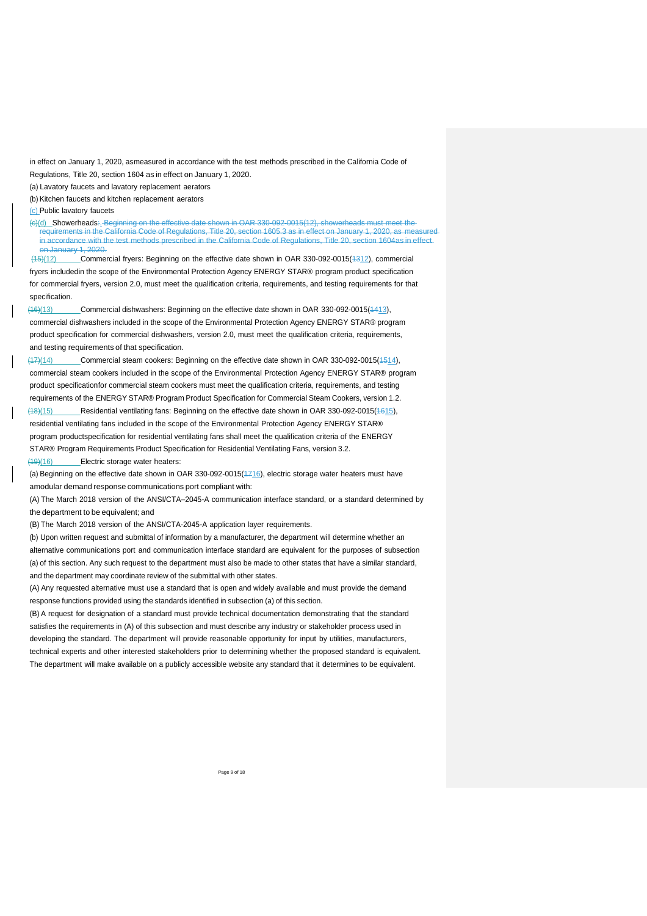in effect on January 1, 2020, asmeasured in accordance with the test methods prescribed in the California Code of Regulations, Title 20, section 1604 as in effect on January 1, 2020.

(a) Lavatory faucets and lavatory replacement aerators

(b) Kitchen faucets and kitchen replacement aerators

(c) Public lavatory faucets

~~(c)~~(d) Showerheads~~: Beginning on the effective date shown in OAR 330-092-0015(12), showerheads must meet the requirements in the California Code of Regulations, Title 20, section 1605.3 as in effect on January 1, 2020, as measured in accordance with the test methods prescribed in the California Code of Regulations, Title 20, section 1604as in effect on January 1, 2020.~~

~~(15)~~(12) Commercial fryers: Beginning on the effective date shown in OAR 330-092-0015(~~13~~12), commercial fryers includedin the scope of the Environmental Protection Agency ENERGY STAR® program product specification for commercial fryers, version 2.0, must meet the qualification criteria, requirements, and testing requirements for that specification.

~~(16)~~(13) Commercial dishwashers: Beginning on the effective date shown in OAR 330-092-0015(~~14~~13), commercial dishwashers included in the scope of the Environmental Protection Agency ENERGY STAR® program product specification for commercial dishwashers, version 2.0, must meet the qualification criteria, requirements, and testing requirements of that specification.

~~(17)~~(14) Commercial steam cookers: Beginning on the effective date shown in OAR 330-092-0015(~~15~~14), commercial steam cookers included in the scope of the Environmental Protection Agency ENERGY STAR® program product specificationfor commercial steam cookers must meet the qualification criteria, requirements, and testing requirements of the ENERGY STAR® Program Product Specification for Commercial Steam Cookers, version 1.2.

~~(18)~~(15) Residential ventilating fans: Beginning on the effective date shown in OAR 330-092-0015(~~16~~15), residential ventilating fans included in the scope of the Environmental Protection Agency ENERGY STAR® program productspecification for residential ventilating fans shall meet the qualification criteria of the ENERGY STAR® Program Requirements Product Specification for Residential Ventilating Fans, version 3.2.

~~(19)~~(16) Electric storage water heaters:

(a) Beginning on the effective date shown in OAR 330-092-0015(~~17~~16), electric storage water heaters must have amodular demand response communications port compliant with:

(A) The March 2018 version of the ANSI/CTA–2045-A communication interface standard, or a standard determined by the department to be equivalent; and

(B) The March 2018 version of the ANSI/CTA-2045-A application layer requirements.

(b) Upon written request and submittal of information by a manufacturer, the department will determine whether an alternative communications port and communication interface standard are equivalent for the purposes of subsection (a) of this section. Any such request to the department must also be made to other states that have a similar standard, and the department may coordinate review of the submittal with other states.

(A) Any requested alternative must use a standard that is open and widely available and must provide the demand response functions provided using the standards identified in subsection (a) of this section.

(B) A request for designation of a standard must provide technical documentation demonstrating that the standard satisfies the requirements in (A) of this subsection and must describe any industry or stakeholder process used in developing the standard. The department will provide reasonable opportunity for input by utilities, manufacturers, technical experts and other interested stakeholders prior to determining whether the proposed standard is equivalent. The department will make available on a publicly accessible website any standard that it determines to be equivalent.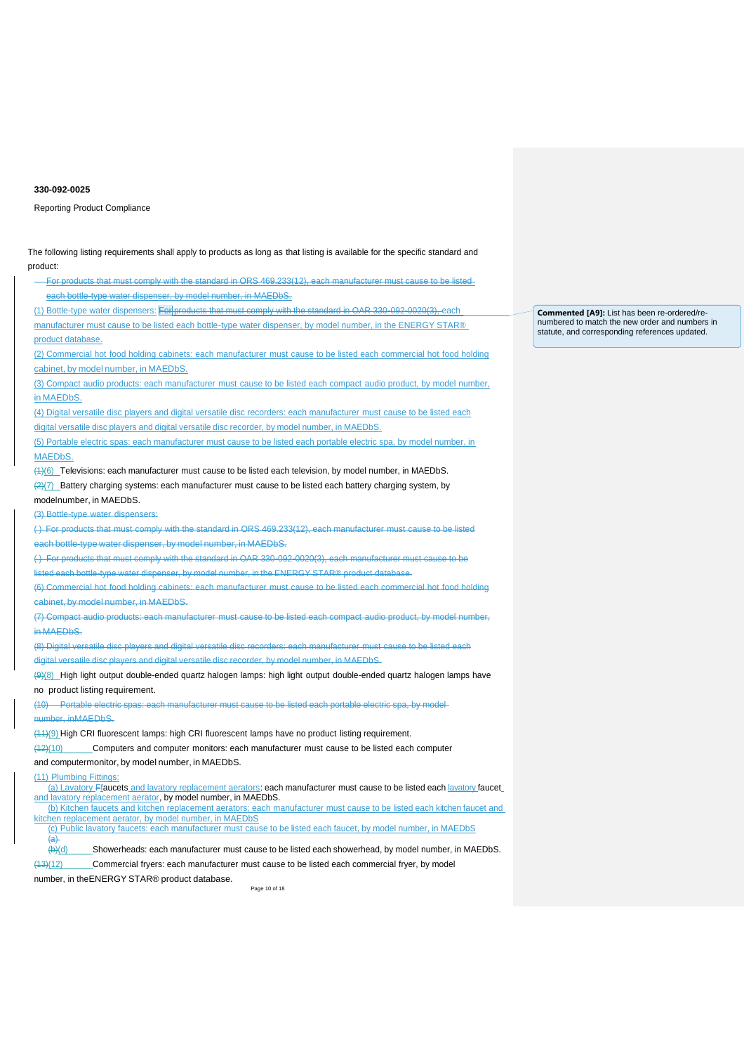**330-092-0025**

Reporting Product Compliance

The following listing requirements shall apply to products as long as that listing is available for the specific standard and product:

~~For products that must comply with the standard in ORS 469.233(12), each manufacturer must cause to be listed each bottle-type water dispenser, by model number, in MAEDbS.~~

(1) Bottle-type water dispensers: ~~For~~ products that must comply with the standard in OAR 330-092-0020(3), each manufacturer must cause to be listed each bottle-type water dispenser, by model number, in the ENERGY STAR® product database.

(2) Commercial hot food holding cabinets: each manufacturer must cause to be listed each commercial hot food holding cabinet, by model number, in MAEDbS.

(3) Compact audio products: each manufacturer must cause to be listed each compact audio product, by model number, in MAEDbS.

(4) Digital versatile disc players and digital versatile disc recorders: each manufacturer must cause to be listed each digital versatile disc players and digital versatile disc recorder, by model number, in MAEDbS.

(5) Portable electric spas: each manufacturer must cause to be listed each portable electric spa, by model number, in MAEDbS.

~~(1)~~(6) Televisions: each manufacturer must cause to be listed each television, by model number, in MAEDbS.

~~(2)~~(7) Battery charging systems: each manufacturer must cause to be listed each battery charging system, by modelnumber, in MAEDbS.

~~(3) Bottle-type water dispensers:~~

~~( ) For products that must comply with the standard in ORS 469.233(12), each manufacturer must cause to be listed each bottle-type water dispenser, by model number, in MAEDbS.~~

~~( ) For products that must comply with the standard in OAR 330-092-0020(3), each manufacturer must cause to be listed each bottle-type water dispenser, by model number, in the ENERGY STAR® product database.~~

~~(6) Commercial hot food holding cabinets: each manufacturer must cause to be listed each commercial hot food holding cabinet, by model number, in MAEDbS.~~

~~(7) Compact audio products: each manufacturer must cause to be listed each compact audio product, by model number, in MAEDbS.~~

~~(8) Digital versatile disc players and digital versatile disc recorders: each manufacturer must cause to be listed each digital versatile disc players and digital versatile disc recorder, by model number, in MAEDbS.~~

~~(9)~~(8) High light output double-ended quartz halogen lamps: high light output double-ended quartz halogen lamps have no product listing requirement.

~~(10) Portable electric spas: each manufacturer must cause to be listed each portable electric spa, by model number, inMAEDbS.~~

~~(11)~~(9) High CRI fluorescent lamps: high CRI fluorescent lamps have no product listing requirement.

~~(12)~~(10) Computers and computer monitors: each manufacturer must cause to be listed each computer and computermonitor, by model number, in MAEDbS.

(11) Plumbing Fittings:

(a) Lavatory ~~F~~faucets and lavatory replacement aerators: each manufacturer must cause to be listed each lavatory faucet and lavatory replacement aerator, by model number, in MAEDbS.

(b) Kitchen faucets and kitchen replacement aerators; each manufacturer must cause to be listed each kitchen faucet and kitchen replacement aerator, by model number, in MAEDbS

(c) Public lavatory faucets: each manufacturer must cause to be listed each faucet, by model number, in MAEDbS

~~(a)~~

~~(b)~~(d) Showerheads: each manufacturer must cause to be listed each showerhead, by model number, in MAEDbS.

~~(13)~~(12) Commercial fryers: each manufacturer must cause to be listed each commercial fryer, by model number, in theENERGY STAR® product database.

**Commented [A9]:** List has been re-ordered/re-numbered to match the new order and numbers in statute, and corresponding references updated.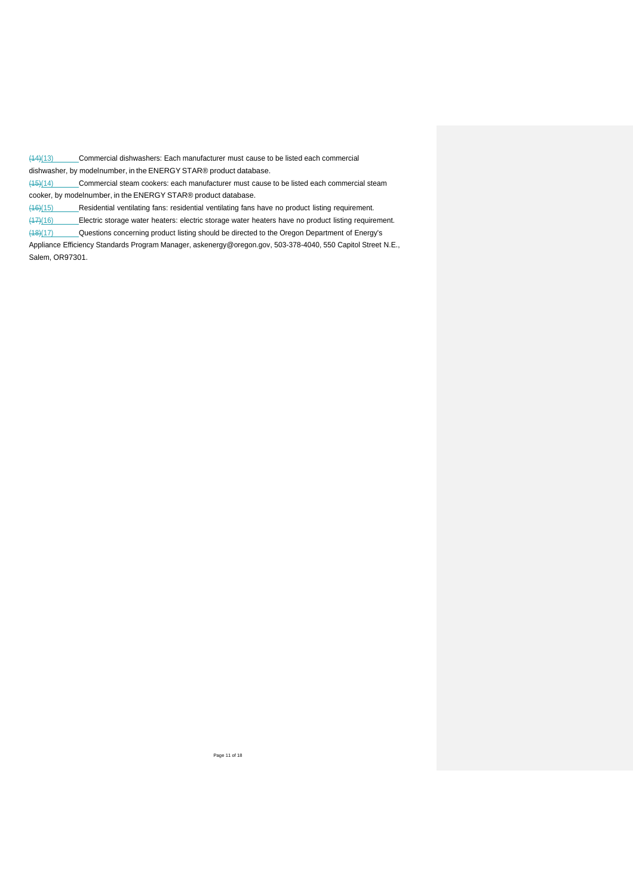~~(14)~~(13) Commercial dishwashers: Each manufacturer must cause to be listed each commercial dishwasher, by modelnumber, in the ENERGY STAR® product database.

~~(15)~~(14) Commercial steam cookers: each manufacturer must cause to be listed each commercial steam cooker, by modelnumber, in the ENERGY STAR® product database.

~~(16)~~(15) Residential ventilating fans: residential ventilating fans have no product listing requirement.

~~(17)~~(16) Electric storage water heaters: electric storage water heaters have no product listing requirement.

~~(18)~~(17) Questions concerning product listing should be directed to the Oregon Department of Energy's Appliance Efficiency Standards Program Manager, askenergy@oregon.gov, 503-378-4040, 550 Capitol Street N.E., Salem, OR97301.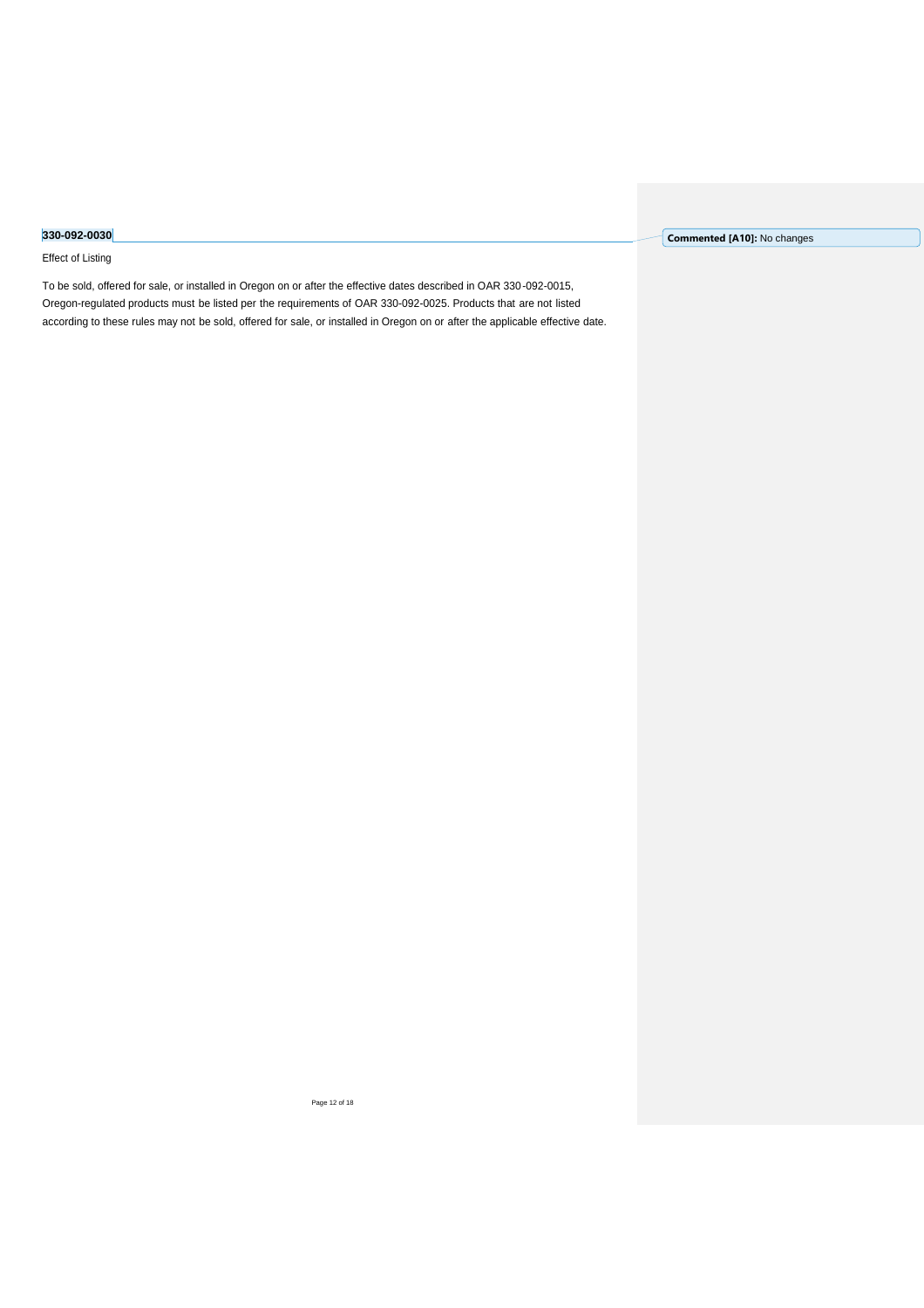**330-092-0030**

Effect of Listing

To be sold, offered for sale, or installed in Oregon on or after the effective dates described in OAR 330-092-0015, Oregon-regulated products must be listed per the requirements of OAR 330-092-0025. Products that are not listed according to these rules may not be sold, offered for sale, or installed in Oregon on or after the applicable effective date.

**Commented [A10]:** No changes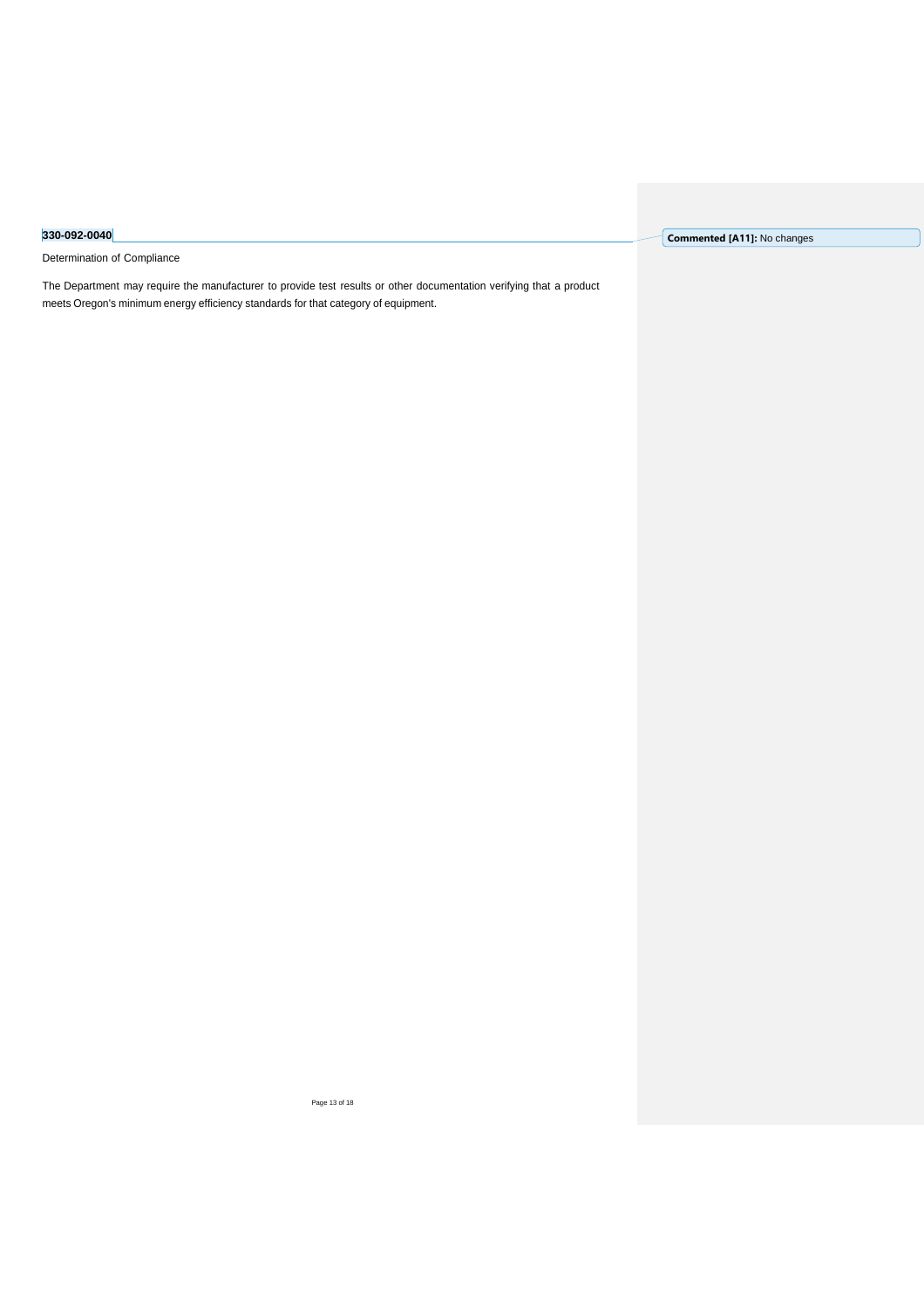**330-092-0040**

Determination of Compliance

The Department may require the manufacturer to provide test results or other documentation verifying that a product meets Oregon's minimum energy efficiency standards for that category of equipment.

**Commented [A11]:** No changes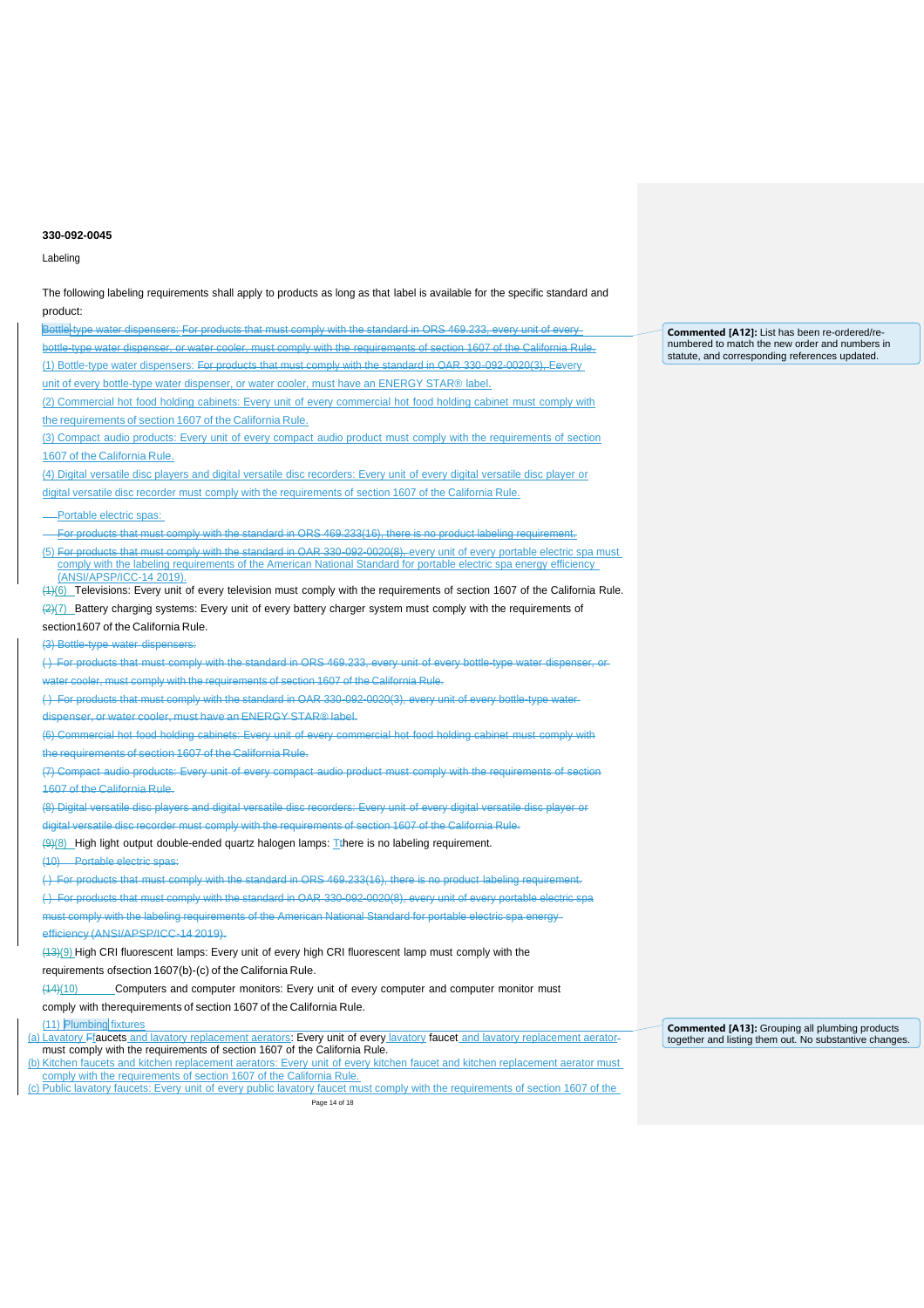**330-092-0045**

Labeling

The following labeling requirements shall apply to products as long as that label is available for the specific standard and product:

~~Bottle-type water dispensers: For products that must comply with the standard in ORS 469.233, every unit of every bottle-type water dispenser, or water cooler, must comply with the requirements of section 1607 of the California Rule.~~

(1) Bottle-type water dispensers: ~~For products that must comply with the standard in OAR 330-092-0020(3),~~ Every unit of every bottle-type water dispenser, or water cooler, must have an ENERGY STAR® label.

(2) Commercial hot food holding cabinets: Every unit of every commercial hot food holding cabinet must comply with the requirements of section 1607 of the California Rule.

(3) Compact audio products: Every unit of every compact audio product must comply with the requirements of section 1607 of the California Rule.

(4) Digital versatile disc players and digital versatile disc recorders: Every unit of every digital versatile disc player or digital versatile disc recorder must comply with the requirements of section 1607 of the California Rule.

~~Portable electric spas:~~

~~For products that must comply with the standard in ORS 469.233(16), there is no product labeling requirement.~~

(5) ~~For products that must comply with the standard in OAR 330-092-0020(8),~~ every unit of every portable electric spa must comply with the labeling requirements of the American National Standard for portable electric spa energy efficiency (ANSI/APSP/ICC-14 2019).

~~(1)~~(6) Televisions: Every unit of every television must comply with the requirements of section 1607 of the California Rule.

~~(2)~~(7) Battery charging systems: Every unit of every battery charger system must comply with the requirements of section1607 of the California Rule.

~~(3) Bottle-type water dispensers:~~

~~( ) For products that must comply with the standard in ORS 469.233, every unit of every bottle-type water dispenser, or water cooler, must comply with the requirements of section 1607 of the California Rule.~~

~~( ) For products that must comply with the standard in OAR 330-092-0020(3), every unit of every bottle-type water dispenser, or water cooler, must have an ENERGY STAR® label.~~

~~(6) Commercial hot food holding cabinets: Every unit of every commercial hot food holding cabinet must comply with the requirements of section 1607 of the California Rule.~~

~~(7) Compact audio products: Every unit of every compact audio product must comply with the requirements of section 1607 of the California Rule.~~

~~(8) Digital versatile disc players and digital versatile disc recorders: Every unit of every digital versatile disc player or digital versatile disc recorder must comply with the requirements of section 1607 of the California Rule.~~

~~(9)~~(8) High light output double-ended quartz halogen lamps: ~~T~~there is no labeling requirement.

~~(10) Portable electric spas:~~

~~( ) For products that must comply with the standard in ORS 469.233(16), there is no product labeling requirement.~~

~~( ) For products that must comply with the standard in OAR 330-092-0020(8), every unit of every portable electric spa must comply with the labeling requirements of the American National Standard for portable electric spa energy efficiency (ANSI/APSP/ICC-14 2019).~~

~~(13)~~(9) High CRI fluorescent lamps: Every unit of every high CRI fluorescent lamp must comply with the requirements ofsection 1607(b)-(c) of the California Rule.

~~(14)~~(10) Computers and computer monitors: Every unit of every computer and computer monitor must comply with therequirements of section 1607 of the California Rule.

(11) Plumbing fixtures

(a) Lavatory ~~F~~faucets and lavatory replacement aerators: Every unit of every lavatory faucet and lavatory replacement aerator must comply with the requirements of section 1607 of the California Rule.

(b) Kitchen faucets and kitchen replacement aerators: Every unit of every kitchen faucet and kitchen replacement aerator must comply with the requirements of section 1607 of the California Rule.

(c) Public lavatory faucets: Every unit of every public lavatory faucet must comply with the requirements of section 1607 of the

**Commented [A12]:** List has been re-ordered/re-numbered to match the new order and numbers in statute, and corresponding references updated.

**Commented [A13]:** Grouping all plumbing products together and listing them out. No substantive changes.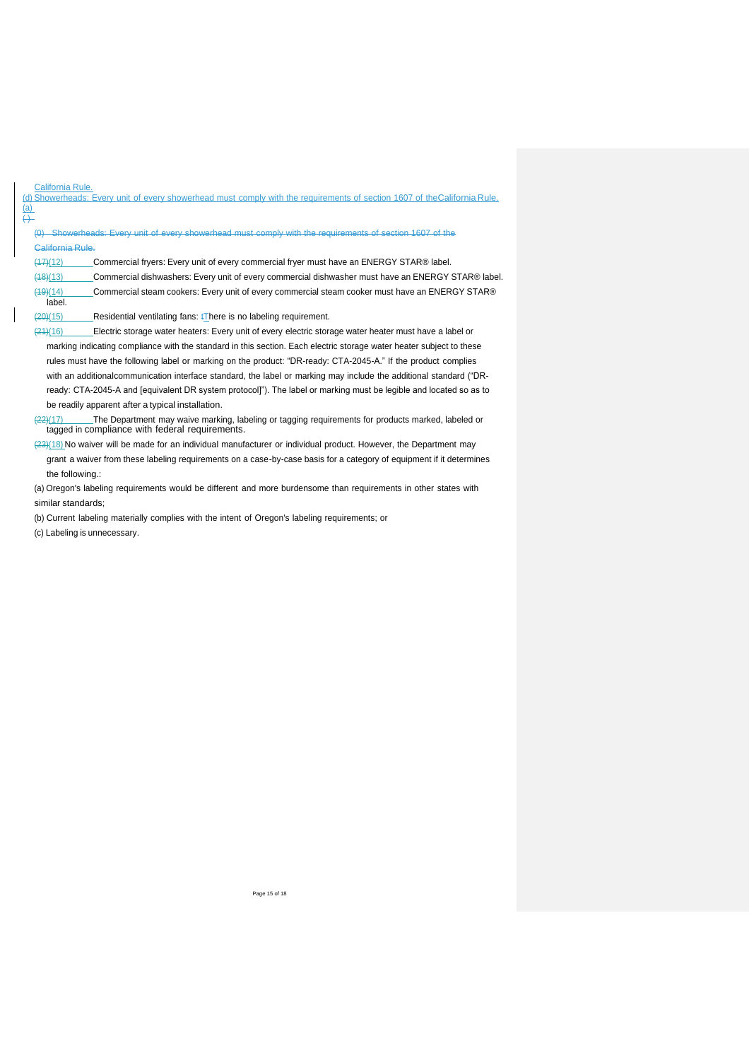California Rule.

(d) Showerheads: Every unit of every showerhead must comply with the requirements of section 1607 of theCalifornia Rule.

(a)

( )

~~(0) Showerheads: Every unit of every showerhead must comply with the requirements of section 1607 of the California Rule.~~

~~(17)~~(12) Commercial fryers: Every unit of every commercial fryer must have an ENERGY STAR® label.

~~(18)~~(13) Commercial dishwashers: Every unit of every commercial dishwasher must have an ENERGY STAR® label.

~~(19)~~(14) Commercial steam cookers: Every unit of every commercial steam cooker must have an ENERGY STAR® label.

~~(20)~~(15) Residential ventilating fans: ~~t~~There is no labeling requirement.

~~(21)~~(16) Electric storage water heaters: Every unit of every electric storage water heater must have a label or marking indicating compliance with the standard in this section. Each electric storage water heater subject to these rules must have the following label or marking on the product: "DR-ready: CTA-2045-A." If the product complies with an additionalcommunication interface standard, the label or marking may include the additional standard ("DR-ready: CTA-2045-A and [equivalent DR system protocol]"). The label or marking must be legible and located so as to be readily apparent after a typical installation.

~~(22)~~(17) The Department may waive marking, labeling or tagging requirements for products marked, labeled or tagged in compliance with federal requirements.

~~(23)~~(18) No waiver will be made for an individual manufacturer or individual product. However, the Department may grant a waiver from these labeling requirements on a case-by-case basis for a category of equipment if it determines the following.:

(a) Oregon's labeling requirements would be different and more burdensome than requirements in other states with similar standards;

(b) Current labeling materially complies with the intent of Oregon's labeling requirements; or

(c) Labeling is unnecessary.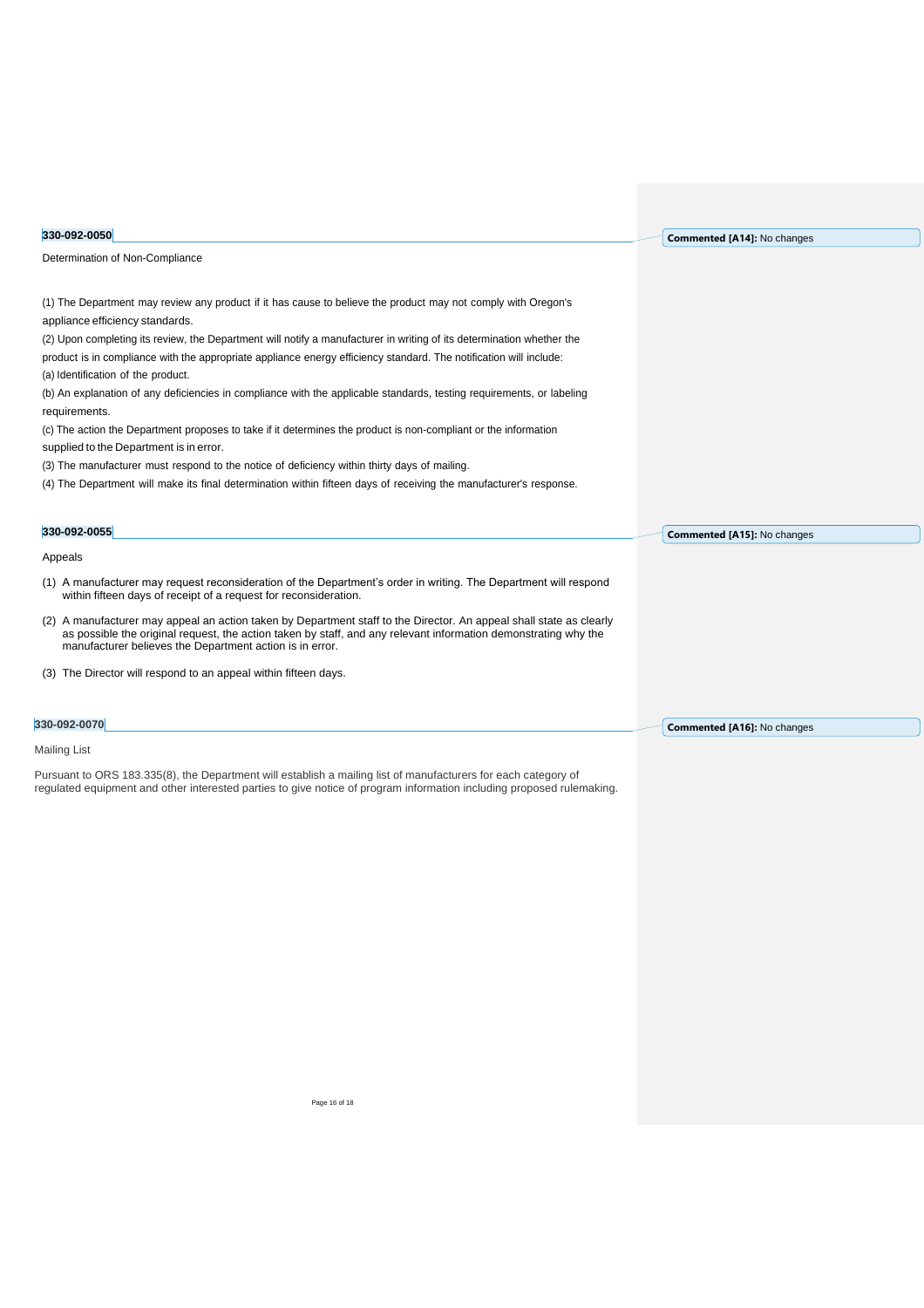**330-092-0050**

Commented [A14]: No changes

Determination of Non-Compliance

(1) The Department may review any product if it has cause to believe the product may not comply with Oregon's appliance efficiency standards.

(2) Upon completing its review, the Department will notify a manufacturer in writing of its determination whether the product is in compliance with the appropriate appliance energy efficiency standard. The notification will include:

(a) Identification of the product.

(b) An explanation of any deficiencies in compliance with the applicable standards, testing requirements, or labeling requirements.

(c) The action the Department proposes to take if it determines the product is non-compliant or the information supplied to the Department is in error.

(3) The manufacturer must respond to the notice of deficiency within thirty days of mailing.

(4) The Department will make its final determination within fifteen days of receiving the manufacturer's response.

**330-092-0055**

Commented [A15]: No changes

Appeals

(1) A manufacturer may request reconsideration of the Department's order in writing. The Department will respond within fifteen days of receipt of a request for reconsideration.

(2) A manufacturer may appeal an action taken by Department staff to the Director. An appeal shall state as clearly as possible the original request, the action taken by staff, and any relevant information demonstrating why the manufacturer believes the Department action is in error.

(3) The Director will respond to an appeal within fifteen days.

**330-092-0070**

Commented [A16]: No changes

Mailing List

Pursuant to ORS 183.335(8), the Department will establish a mailing list of manufacturers for each category of regulated equipment and other interested parties to give notice of program information including proposed rulemaking.